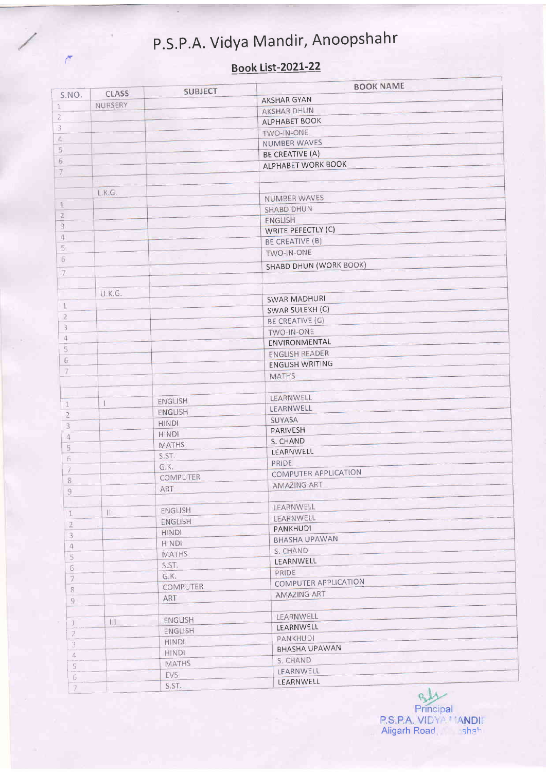# P.S.P.A. Vidya Mandir, Anoopshahr

## Book List-2021-22

| S.NO. | CLASS | SUBJECT | BOOK NAME |
|---|---|---|---|
| 1 | NURSERY | | AKSHAR GYAN |
| 2 | | | AKSHAR DHUN |
| 3 | | | ALPHABET BOOK |
| 4 | | | TWO-IN-ONE |
| 5 | | | NUMBER WAVES |
| 6 | | | BE CREATIVE (A) |
| 7 | | | ALPHABET WORK BOOK |
| | | | |
| | L.K.G. | | |
| 1 | | | NUMBER WAVES |
| 2 | | | SHABD DHUN |
| 3 | | | ENGLISH |
| 4 | | | WRITE PEFECTLY (C) |
| 5 | | | BE CREATIVE (B) |
| 6 | | | TWO-IN-ONE |
| 7 | | | SHABD DHUN (WORK BOOK) |
| | | | |
| | U.K.G. | | |
| 1 | | | SWAR MADHURI |
| 2 | | | SWAR SULEKH (C) |
| 3 | | | BE CREATIVE (C) |
| 4 | | | TWO-IN-ONE |
| 5 | | | ENVIRONMENTAL |
| 6 | | | ENGLISH READER |
| 7 | | | ENGLISH WRITING |
| | | | MATHS |
| | | | |
| 1 | I | ENGLISH | LEARNWELL |
| 2 | | ENGLISH | LEARNWELL |
| 3 | | HINDI | SUYASA |
| 4 | | HINDI | PARIVESH |
| 5 | | MATHS | S. CHAND |
| 6 | | S.ST. | LEARNWELL |
| 7 | | G.K. | PRIDE |
| 8 | | COMPUTER | COMPUTER APPLICATION |
| 9 | | ART | AMAZING ART |
| | | | |
| 1 | II | ENGLISH | LEARNWELL |
| 2 | | ENGLISH | LEARNWELL |
| 3 | | HINDI | PANKHUDI |
| 4 | | HINDI | BHASHA UPAWAN |
| 5 | | MATHS | S. CHAND |
| 6 | | S.ST. | LEARNWELL |
| 7 | | G.K. | PRIDE |
| 8 | | COMPUTER | COMPUTER APPLICATION |
| 9 | | ART | AMAZING ART |
| | | | |
| 1 | III | ENGLISH | LEARNWELL |
| 2 | | ENGLISH | LEARNWELL |
| 3 | | HINDI | PANKHUDI |
| 4 | | HINDI | BHASHA UPAWAN |
| 5 | | MATHS | S. CHAND |
| 6 | | EVS | LEARNWELL |
| 7 | | S.ST. | LEARNWELL |

Principal
P.S.P.A. VIDYA MANDIR
Aligarh Road, Anoopshahr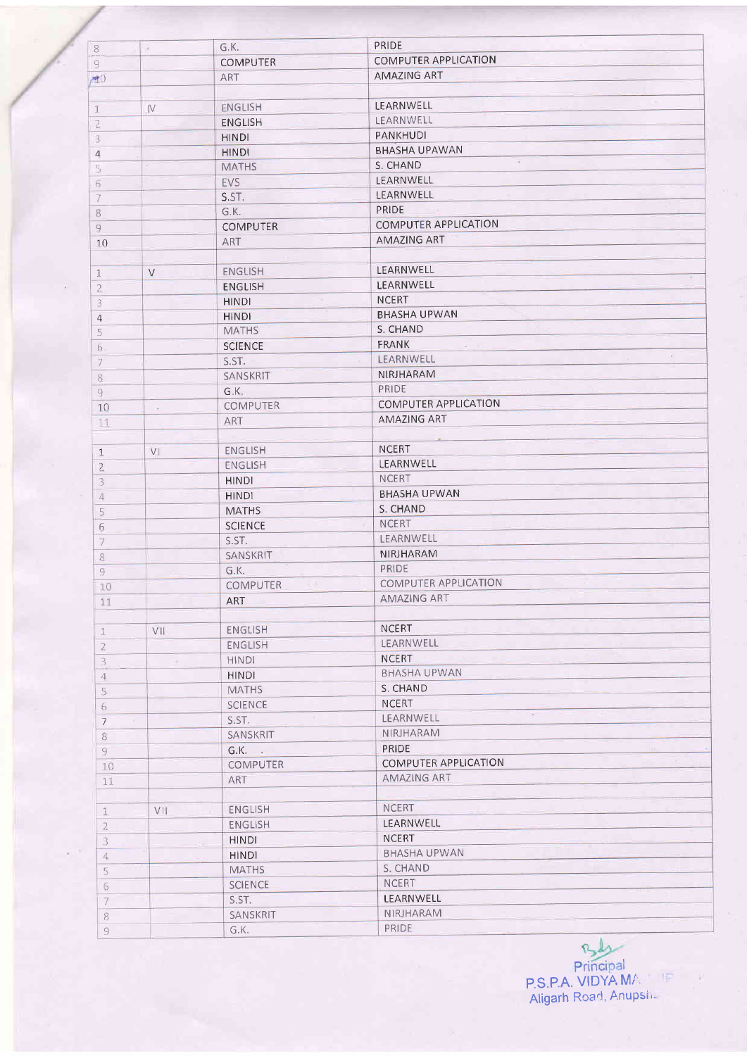| | | | |
|---|---|---|---|
| 8 | | G.K. | PRIDE |
| 9 | | COMPUTER | COMPUTER APPLICATION |
| 10 | | ART | AMAZING ART |
| | | | |
| 1 | IV | ENGLISH | LEARNWELL |
| 2 | | ENGLISH | LEARNWELL |
| 3 | | HINDI | PANKHUDI |
| 4 | | HINDI | BHASHA UPAWAN |
| 5 | | MATHS | S. CHAND |
| 6 | | EVS | LEARNWELL |
| 7 | | S.ST. | LEARNWELL |
| 8 | | G.K. | PRIDE |
| 9 | | COMPUTER | COMPUTER APPLICATION |
| 10 | | ART | AMAZING ART |
| | | | |
| 1 | V | ENGLISH | LEARNWELL |
| 2 | | ENGLISH | LEARNWELL |
| 3 | | HINDI | NCERT |
| 4 | | HINDI | BHASHA UPWAN |
| 5 | | MATHS | S. CHAND |
| 6 | | SCIENCE | FRANK |
| 7 | | S.ST. | LEARNWELL |
| 8 | | SANSKRIT | NIRJHARAM |
| 9 | | G.K. | PRIDE |
| 10 | | COMPUTER | COMPUTER APPLICATION |
| 11 | | ART | AMAZING ART |
| | | | |
| 1 | VI | ENGLISH | NCERT |
| 2 | | ENGLISH | LEARNWELL |
| 3 | | HINDI | NCERT |
| 4 | | HINDI | BHASHA UPWAN |
| 5 | | MATHS | S. CHAND |
| 6 | | SCIENCE | NCERT |
| 7 | | S.ST. | LEARNWELL |
| 8 | | SANSKRIT | NIRJHARAM |
| 9 | | G.K. | PRIDE |
| 10 | | COMPUTER | COMPUTER APPLICATION |
| 11 | | ART | AMAZING ART |
| | | | |
| 1 | VII | ENGLISH | NCERT |
| 2 | | ENGLISH | LEARNWELL |
| 3 | | HINDI | NCERT |
| 4 | | HINDI | BHASHA UPWAN |
| 5 | | MATHS | S. CHAND |
| 6 | | SCIENCE | NCERT |
| 7 | | S.ST. | LEARNWELL |
| 8 | | SANSKRIT | NIRJHARAM |
| 9 | | G.K. | PRIDE |
| 10 | | COMPUTER | COMPUTER APPLICATION |
| 11 | | ART | AMAZING ART |
| | | | |
| 1 | VII | ENGLISH | NCERT |
| 2 | | ENGLISH | LEARNWELL |
| 3 | | HINDI | NCERT |
| 4 | | HINDI | BHASHA UPWAN |
| 5 | | MATHS | S. CHAND |
| 6 | | SCIENCE | NCERT |
| 7 | | S.ST. | LEARNWELL |
| 8 | | SANSKRIT | NIRJHARAM |
| 9 | | G.K. | PRIDE |

Principal
P.S.P.A. VIDYA MA...
Aligarh Road, Anupsh...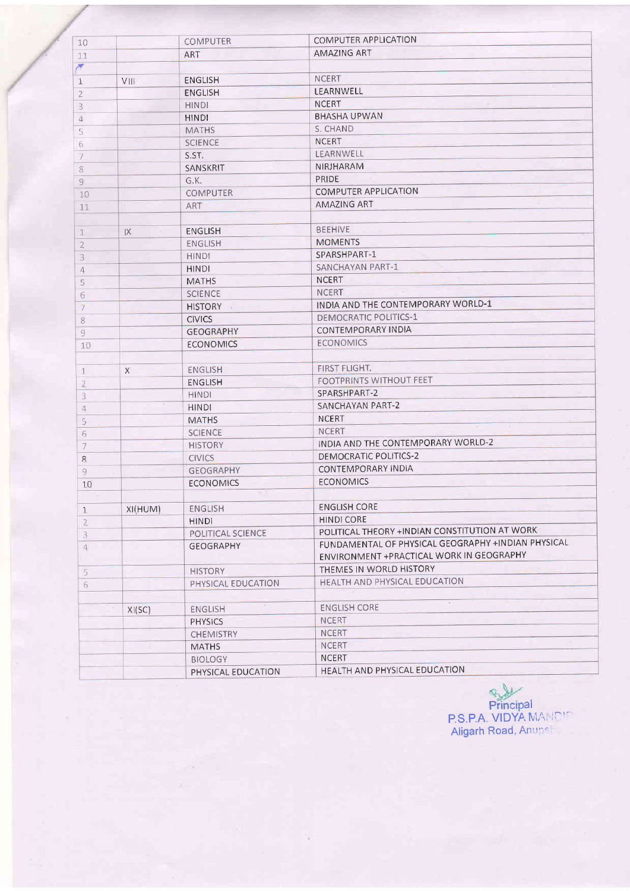| | | | |
|---|---|---|---|
| 10 | | COMPUTER | COMPUTER APPLICATION |
| 11 | | ART | AMAZING ART |
| | | | |
| 1 | VIII | ENGLISH | NCERT |
| 2 | | ENGLISH | LEARNWELL |
| 3 | | HINDI | NCERT |
| 4 | | HINDI | BHASHA UPWAN |
| 5 | | MATHS | S. CHAND |
| 6 | | SCIENCE | NCERT |
| 7 | | S.ST. | LEARNWELL |
| 8 | | SANSKRIT | NIRJHARAM |
| 9 | | G.K. | PRIDE |
| 10 | | COMPUTER | COMPUTER APPLICATION |
| 11 | | ART | AMAZING ART |
| | | | |
| 1 | IX | ENGLISH | BEEHIVE |
| 2 | | ENGLISH | MOMENTS |
| 3 | | HINDI | SPARSHPART-1 |
| 4 | | HINDI | SANCHAYAN PART-1 |
| 5 | | MATHS | NCERT |
| 6 | | SCIENCE | NCERT |
| 7 | | HISTORY | INDIA AND THE CONTEMPORARY WORLD-1 |
| 8 | | CIVICS | DEMOCRATIC POLITICS-1 |
| 9 | | GEOGRAPHY | CONTEMPORARY INDIA |
| 10 | | ECONOMICS | ECONOMICS |
| | | | |
| 1 | X | ENGLISH | FIRST FLIGHT. |
| 2 | | ENGLISH | FOOTPRINTS WITHOUT FEET |
| 3 | | HINDI | SPARSHPART-2 |
| 4 | | HINDI | SANCHAYAN PART-2 |
| 5 | | MATHS | NCERT |
| 6 | | SCIENCE | NCERT |
| 7 | | HISTORY | INDIA AND THE CONTEMPORARY WORLD-2 |
| 8 | | CIVICS | DEMOCRATIC POLITICS-2 |
| 9 | | GEOGRAPHY | CONTEMPORARY INDIA |
| 10 | | ECONOMICS | ECONOMICS |
| | | | |
| 1 | XI(HUM) | ENGLISH | ENGLISH CORE |
| 2 | | HINDI | HINDI CORE |
| 3 | | POLITICAL SCIENCE | POLITICAL THEORY +INDIAN CONSTITUTION AT WORK |
| 4 | | GEOGRAPHY | FUNDAMENTAL OF PHYSICAL GEOGRAPHY +INDIAN PHYSICAL ENVIRONMENT +PRACTICAL WORK IN GEOGRAPHY |
| 5 | | HISTORY | THEMES IN WORLD HISTORY |
| 6 | | PHYSICAL EDUCATION | HEALTH AND PHYSICAL EDUCATION |
| | | | |
| | XI(SC) | ENGLISH | ENGLISH CORE |
| | | PHYSICS | NCERT |
| | | CHEMISTRY | NCERT |
| | | MATHS | NCERT |
| | | BIOLOGY | NCERT |
| | | PHYSICAL EDUCATION | HEALTH AND PHYSICAL EDUCATION |

Principal
P.S.P.A. VIDYA MANDIR
Aligarh Road, Anupshahr